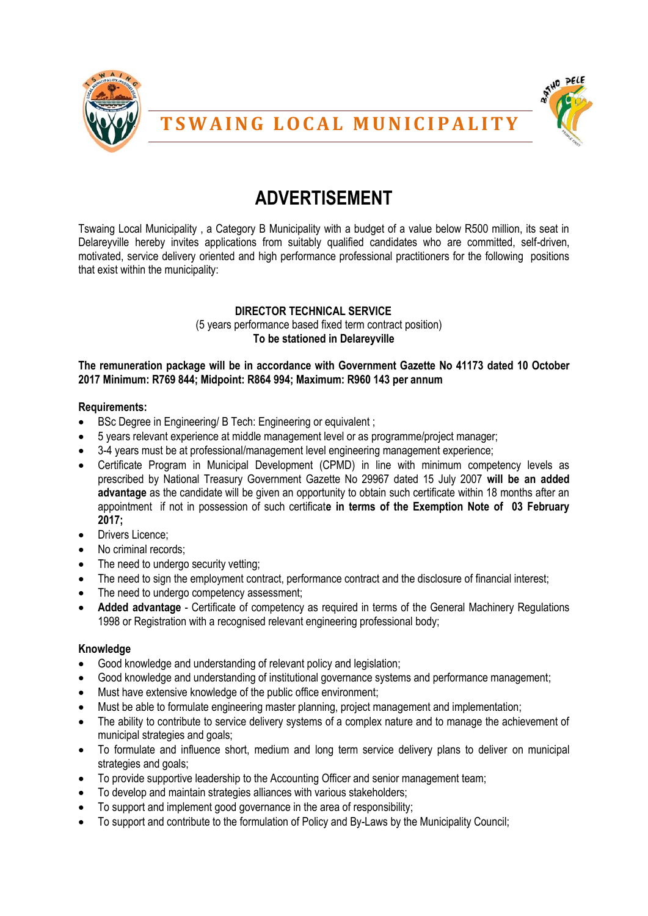# TSWAING LOCAL MUNICIPALITY

## ADVERTISEMENT

Tswaing Local Municipality , a Category B Municipality with a budget of a value below R500 million, its seat in Delareyville hereby invites applications from suitably qualified candidates who are committed, self-driven, motivated, service delivery oriented and high performance professional practitioners for the following positions that exist within the municipality:

**DIRECTOR TECHNICAL SERVICE**
(5 years performance based fixed term contract position)
**To be stationed in Delareyville**

**The remuneration package will be in accordance with Government Gazette No 41173 dated 10 October 2017 Minimum: R769 844; Midpoint: R864 994; Maximum: R960 143 per annum**

**Requirements:**

- BSc Degree in Engineering/ B Tech: Engineering or equivalent ;
- 5 years relevant experience at middle management level or as programme/project manager;
- 3-4 years must be at professional/management level engineering management experience;
- Certificate Program in Municipal Development (CPMD) in line with minimum competency levels as prescribed by National Treasury Government Gazette No 29967 dated 15 July 2007 **will be an added advantage** as the candidate will be given an opportunity to obtain such certificate within 18 months after an appointment if not in possession of such certificat**e in terms of the Exemption Note of 03 February 2017;**
- Drivers Licence;
- No criminal records;
- The need to undergo security vetting;
- The need to sign the employment contract, performance contract and the disclosure of financial interest;
- The need to undergo competency assessment;
- **Added advantage** - Certificate of competency as required in terms of the General Machinery Regulations 1998 or Registration with a recognised relevant engineering professional body;

**Knowledge**

- Good knowledge and understanding of relevant policy and legislation;
- Good knowledge and understanding of institutional governance systems and performance management;
- Must have extensive knowledge of the public office environment;
- Must be able to formulate engineering master planning, project management and implementation;
- The ability to contribute to service delivery systems of a complex nature and to manage the achievement of municipal strategies and goals;
- To formulate and influence short, medium and long term service delivery plans to deliver on municipal strategies and goals;
- To provide supportive leadership to the Accounting Officer and senior management team;
- To develop and maintain strategies alliances with various stakeholders;
- To support and implement good governance in the area of responsibility;
- To support and contribute to the formulation of Policy and By-Laws by the Municipality Council;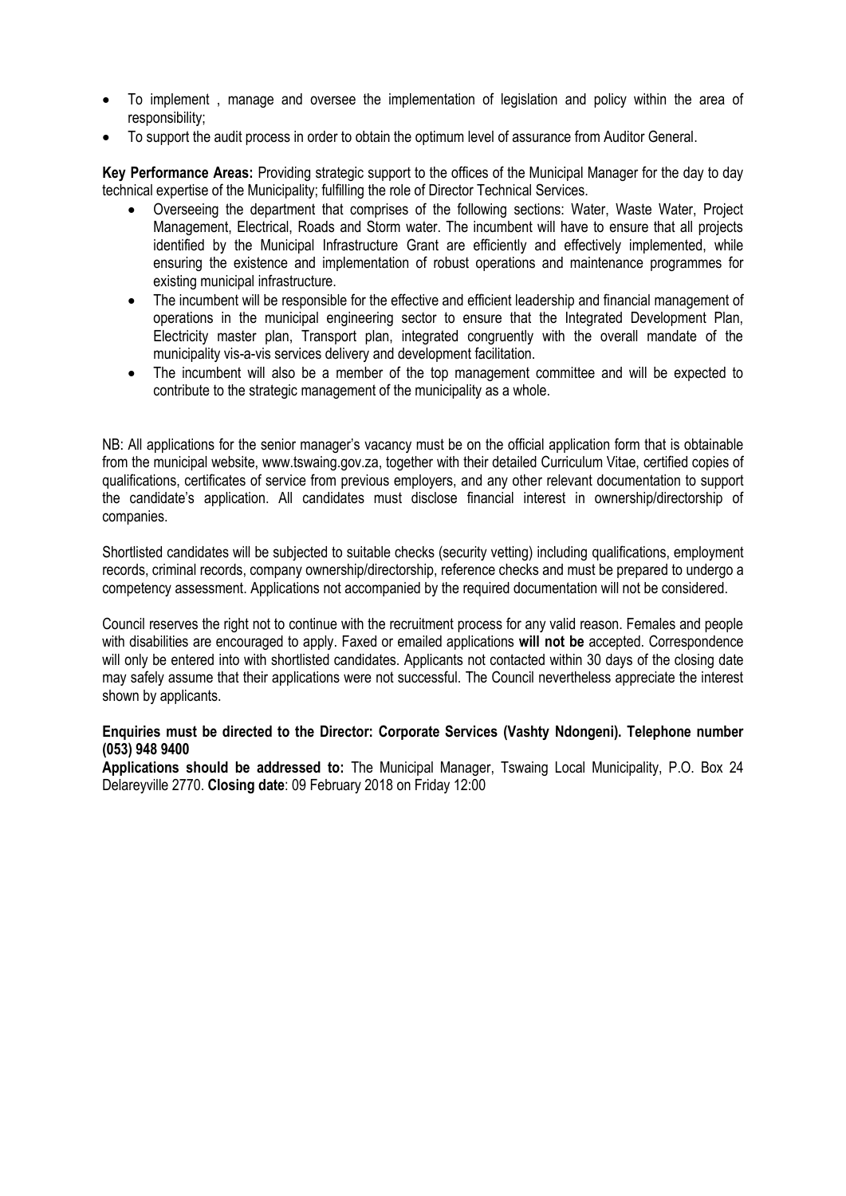- To implement , manage and oversee the implementation of legislation and policy within the area of responsibility;
- To support the audit process in order to obtain the optimum level of assurance from Auditor General.

**Key Performance Areas:** Providing strategic support to the offices of the Municipal Manager for the day to day technical expertise of the Municipality; fulfilling the role of Director Technical Services.

- Overseeing the department that comprises of the following sections: Water, Waste Water, Project Management, Electrical, Roads and Storm water. The incumbent will have to ensure that all projects identified by the Municipal Infrastructure Grant are efficiently and effectively implemented, while ensuring the existence and implementation of robust operations and maintenance programmes for existing municipal infrastructure.
- The incumbent will be responsible for the effective and efficient leadership and financial management of operations in the municipal engineering sector to ensure that the Integrated Development Plan, Electricity master plan, Transport plan, integrated congruently with the overall mandate of the municipality vis-a-vis services delivery and development facilitation.
- The incumbent will also be a member of the top management committee and will be expected to contribute to the strategic management of the municipality as a whole.

NB: All applications for the senior manager's vacancy must be on the official application form that is obtainable from the municipal website, www.tswaing.gov.za, together with their detailed Curriculum Vitae, certified copies of qualifications, certificates of service from previous employers, and any other relevant documentation to support the candidate's application. All candidates must disclose financial interest in ownership/directorship of companies.

Shortlisted candidates will be subjected to suitable checks (security vetting) including qualifications, employment records, criminal records, company ownership/directorship, reference checks and must be prepared to undergo a competency assessment. Applications not accompanied by the required documentation will not be considered.

Council reserves the right not to continue with the recruitment process for any valid reason. Females and people with disabilities are encouraged to apply. Faxed or emailed applications **will not be** accepted. Correspondence will only be entered into with shortlisted candidates. Applicants not contacted within 30 days of the closing date may safely assume that their applications were not successful. The Council nevertheless appreciate the interest shown by applicants.

**Enquiries must be directed to the Director: Corporate Services (Vashty Ndongeni). Telephone number (053) 948 9400**

**Applications should be addressed to:** The Municipal Manager, Tswaing Local Municipality, P.O. Box 24 Delareyville 2770. **Closing date**: 09 February 2018 on Friday 12:00